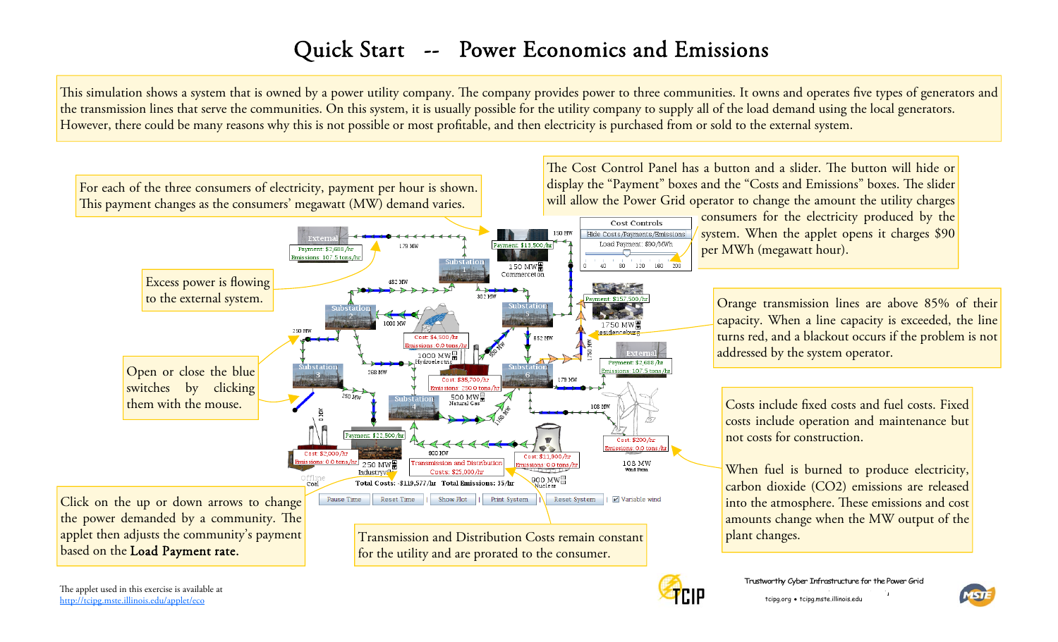# Quick Start -- Power Economics and Emissions

This simulation shows a system that is owned by a power utility company. The company provides power to three communities. It owns and operates five types of generators and the transmission lines that serve the communities. On this system, it is usually possible for the utility company to supply all of the load demand using the local generators. However, there could be many reasons why this is not possible or most profitable, and then electricity is purchased from or sold to the external system.

For each of the three consumers of electricity, payment per hour is shown. This payment changes as the consumers' megawatt (MW) demand varies.

The Cost Control Panel has a button and a slider. The button will hide or display the "Payment" boxes and the "Costs and Emissions" boxes. The slider will allow the Power Grid operator to change the amount the utility charges consumers for the electricity produced by the system. When the applet opens it charges $90 per MWh (megawatt hour).

Excess power is flowing to the external system.

Orange transmission lines are above 85% of their capacity. When a line capacity is exceeded, the line turns red, and a blackout occurs if the problem is not addressed by the system operator.

Open or close the blue switches by clicking them with the mouse.

Costs include fixed costs and fuel costs. Fixed costs include operation and maintenance but not costs for construction.

When fuel is burned to produce electricity, carbon dioxide ($CO_2$) emissions are released into the atmosphere. These emissions and cost amounts change when the MW output of the plant changes.

Click on the up or down arrows to change the power demanded by a community. The applet then adjusts the community's payment based on the **Load Payment rate**.

Transmission and Distribution Costs remain constant for the utility and are prorated to the consumer.

The applet used in this exercise is available at
http://tcipg.mste.illinois.edu/applet/eco

Trustworthy Cyber Infrastructure for the Power Grid

tcipg.org • tcipg.mste.illinois.edu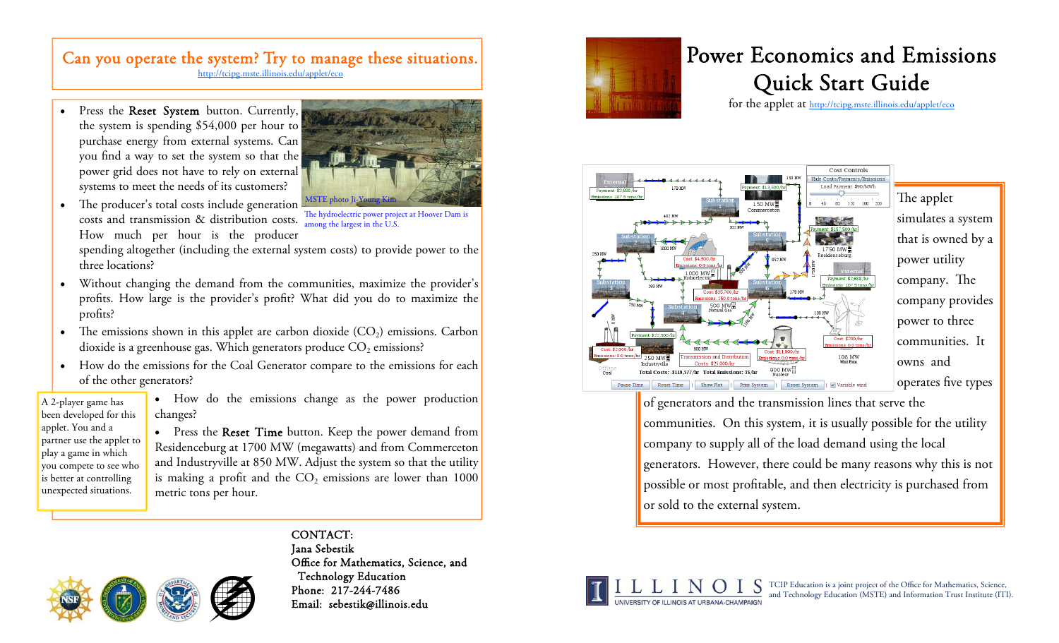## Can you operate the system? Try to manage these situations.

http://tcipg.mste.illinois.edu/applet/eco

- Press the **Reset System** button. Currently, the system is spending $54,000 per hour to purchase energy from external systems. Can you find a way to set the system so that the power grid does not have to rely on external systems to meet the needs of its customers?
- The producer's total costs include generation costs and transmission & distribution costs. How much per hour is the producer spending altogether (including the external system costs) to provide power to the three locations?
- Without changing the demand from the communities, maximize the provider's profits. How large is the provider's profit? What did you do to maximize the profits?
- The emissions shown in this applet are carbon dioxide ($CO_2$) emissions. Carbon dioxide is a greenhouse gas. Which generators produce $CO_2$ emissions?
- How do the emissions for the Coal Generator compare to the emissions for each of the other generators?
- How do the emissions change as the power production changes?
- Press the **Reset Time** button. Keep the power demand from Residenceburg at 1700 MW (megawatts) and from Commerceton and Industryville at 850 MW. Adjust the system so that the utility is making a profit and the $CO_2$ emissions are lower than 1000 metric tons per hour.

MSTE photo Ji-Young Kim

The hydroelectric power project at Hoover Dam is among the largest in the U.S.

A 2-player game has been developed for this applet. You and a partner use the applet to play a game in which you compete to see who is better at controlling unexpected situations.

CONTACT:
Jana Sebestik
Office for Mathematics, Science, and Technology Education
Phone: 217-244-7486
Email: sebestik@illinois.edu

# Power Economics and Emissions Quick Start Guide

for the applet at http://tcipg.mste.illinois.edu/applet/eco

The applet simulates a system that is owned by a power utility company. The company provides power to three communities. It owns and operates five types of generators and the transmission lines that serve the communities. On this system, it is usually possible for the utility company to supply all of the load demand using the local generators. However, there could be many reasons why this is not possible or most profitable, and then electricity is purchased from or sold to the external system.

ILLINOIS
UNIVERSITY OF ILLINOIS AT URBANA-CHAMPAIGN

TCIP Education is a joint project of the Office for Mathematics, Science, and Technology Education (MSTE) and Information Trust Institute (ITI).